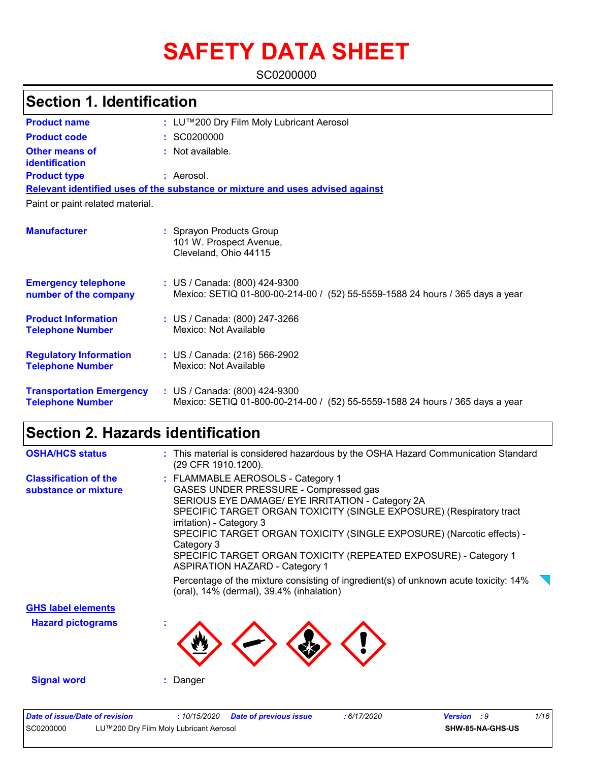# SAFETY DATA SHEET

SC0200000

## Section 1. Identification

**Product name** : LU™200 Dry Film Moly Lubricant Aerosol

**Product code** : SC0200000

**Other means of identification** : Not available.

**Product type** : Aerosol.

**Relevant identified uses of the substance or mixture and uses advised against**

Paint or paint related material.

**Manufacturer** : Sprayon Products Group
101 W. Prospect Avenue,
Cleveland, Ohio 44115

**Emergency telephone number of the company** : US / Canada: (800) 424-9300
Mexico: SETIQ 01-800-00-214-00 / (52) 55-5559-1588 24 hours / 365 days a year

**Product Information Telephone Number** : US / Canada: (800) 247-3266
Mexico: Not Available

**Regulatory Information Telephone Number** : US / Canada: (216) 566-2902
Mexico: Not Available

**Transportation Emergency Telephone Number** : US / Canada: (800) 424-9300
Mexico: SETIQ 01-800-00-214-00 / (52) 55-5559-1588 24 hours / 365 days a year

## Section 2. Hazards identification

**OSHA/HCS status** : This material is considered hazardous by the OSHA Hazard Communication Standard (29 CFR 1910.1200).

**Classification of the substance or mixture** : FLAMMABLE AEROSOLS - Category 1
GASES UNDER PRESSURE - Compressed gas
SERIOUS EYE DAMAGE/ EYE IRRITATION - Category 2A
SPECIFIC TARGET ORGAN TOXICITY (SINGLE EXPOSURE) (Respiratory tract irritation) - Category 3
SPECIFIC TARGET ORGAN TOXICITY (SINGLE EXPOSURE) (Narcotic effects) - Category 3
SPECIFIC TARGET ORGAN TOXICITY (REPEATED EXPOSURE) - Category 1
ASPIRATION HAZARD - Category 1

Percentage of the mixture consisting of ingredient(s) of unknown acute toxicity: 14% (oral), 14% (dermal), 39.4% (inhalation)

**GHS label elements**

**Hazard pictograms** :

**Signal word** : Danger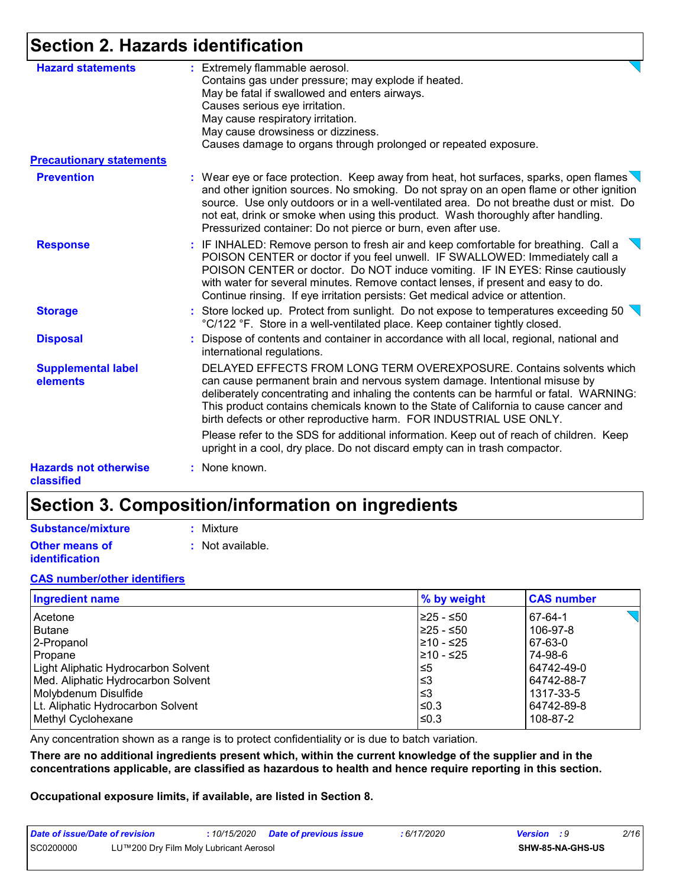## Section 2. Hazards identification

**Hazard statements** : Extremely flammable aerosol.
Contains gas under pressure; may explode if heated.
May be fatal if swallowed and enters airways.
Causes serious eye irritation.
May cause respiratory irritation.
May cause drowsiness or dizziness.
Causes damage to organs through prolonged or repeated exposure.

**Precautionary statements**

**Prevention** : Wear eye or face protection. Keep away from heat, hot surfaces, sparks, open flames and other ignition sources. No smoking. Do not spray on an open flame or other ignition source. Use only outdoors or in a well-ventilated area. Do not breathe dust or mist. Do not eat, drink or smoke when using this product. Wash thoroughly after handling. Pressurized container: Do not pierce or burn, even after use.

**Response** : IF INHALED: Remove person to fresh air and keep comfortable for breathing. Call a POISON CENTER or doctor if you feel unwell. IF SWALLOWED: Immediately call a POISON CENTER or doctor. Do NOT induce vomiting. IF IN EYES: Rinse cautiously with water for several minutes. Remove contact lenses, if present and easy to do. Continue rinsing. If eye irritation persists: Get medical advice or attention.

**Storage** : Store locked up. Protect from sunlight. Do not expose to temperatures exceeding 50 °C/122 °F. Store in a well-ventilated place. Keep container tightly closed.

**Disposal** : Dispose of contents and container in accordance with all local, regional, national and international regulations.

**Supplemental label elements** DELAYED EFFECTS FROM LONG TERM OVEREXPOSURE. Contains solvents which can cause permanent brain and nervous system damage. Intentional misuse by deliberately concentrating and inhaling the contents can be harmful or fatal. WARNING: This product contains chemicals known to the State of California to cause cancer and birth defects or other reproductive harm. FOR INDUSTRIAL USE ONLY.

Please refer to the SDS for additional information. Keep out of reach of children. Keep upright in a cool, dry place. Do not discard empty can in trash compactor.

**Hazards not otherwise classified** : None known.

## Section 3. Composition/information on ingredients

**Substance/mixture** : Mixture

**Other means of identification** : Not available.

**CAS number/other identifiers**

| Ingredient name | % by weight | CAS number |
|---|---|---|
| Acetone | ≥25 - ≤50 | 67-64-1 |
| Butane | ≥25 - ≤50 | 106-97-8 |
| 2-Propanol | ≥10 - ≤25 | 67-63-0 |
| Propane | ≥10 - ≤25 | 74-98-6 |
| Light Aliphatic Hydrocarbon Solvent | ≤5 | 64742-49-0 |
| Med. Aliphatic Hydrocarbon Solvent | ≤3 | 64742-88-7 |
| Molybdenum Disulfide | ≤3 | 1317-33-5 |
| Lt. Aliphatic Hydrocarbon Solvent | ≤0.3 | 64742-89-8 |
| Methyl Cyclohexane | ≤0.3 | 108-87-2 |

Any concentration shown as a range is to protect confidentiality or is due to batch variation.

**There are no additional ingredients present which, within the current knowledge of the supplier and in the concentrations applicable, are classified as hazardous to health and hence require reporting in this section.**

**Occupational exposure limits, if available, are listed in Section 8.**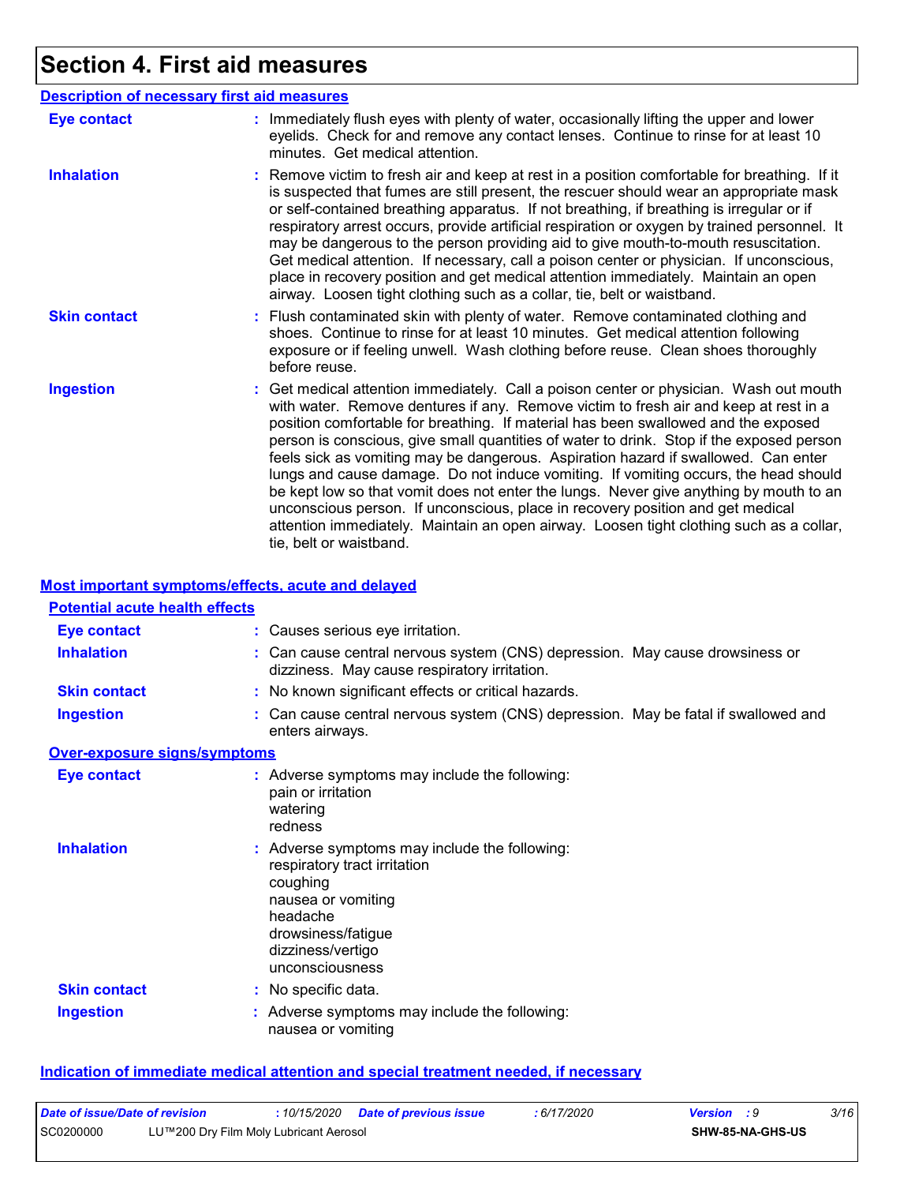# Section 4. First aid measures

### Description of necessary first aid measures

| | |
|---|---|
| **Eye contact** | : Immediately flush eyes with plenty of water, occasionally lifting the upper and lower eyelids. Check for and remove any contact lenses. Continue to rinse for at least 10 minutes. Get medical attention. |
| **Inhalation** | : Remove victim to fresh air and keep at rest in a position comfortable for breathing. If it is suspected that fumes are still present, the rescuer should wear an appropriate mask or self-contained breathing apparatus. If not breathing, if breathing is irregular or if respiratory arrest occurs, provide artificial respiration or oxygen by trained personnel. It may be dangerous to the person providing aid to give mouth-to-mouth resuscitation. Get medical attention. If necessary, call a poison center or physician. If unconscious, place in recovery position and get medical attention immediately. Maintain an open airway. Loosen tight clothing such as a collar, tie, belt or waistband. |
| **Skin contact** | : Flush contaminated skin with plenty of water. Remove contaminated clothing and shoes. Continue to rinse for at least 10 minutes. Get medical attention following exposure or if feeling unwell. Wash clothing before reuse. Clean shoes thoroughly before reuse. |
| **Ingestion** | : Get medical attention immediately. Call a poison center or physician. Wash out mouth with water. Remove dentures if any. Remove victim to fresh air and keep at rest in a position comfortable for breathing. If material has been swallowed and the exposed person is conscious, give small quantities of water to drink. Stop if the exposed person feels sick as vomiting may be dangerous. Aspiration hazard if swallowed. Can enter lungs and cause damage. Do not induce vomiting. If vomiting occurs, the head should be kept low so that vomit does not enter the lungs. Never give anything by mouth to an unconscious person. If unconscious, place in recovery position and get medical attention immediately. Maintain an open airway. Loosen tight clothing such as a collar, tie, belt or waistband. |

### Most important symptoms/effects, acute and delayed

#### Potential acute health effects

| | |
|---|---|
| **Eye contact** | : Causes serious eye irritation. |
| **Inhalation** | : Can cause central nervous system (CNS) depression. May cause drowsiness or dizziness. May cause respiratory irritation. |
| **Skin contact** | : No known significant effects or critical hazards. |
| **Ingestion** | : Can cause central nervous system (CNS) depression. May be fatal if swallowed and enters airways. |

#### Over-exposure signs/symptoms

| | |
|---|---|
| **Eye contact** | : Adverse symptoms may include the following:<br>pain or irritation<br>watering<br>redness |
| **Inhalation** | : Adverse symptoms may include the following:<br>respiratory tract irritation<br>coughing<br>nausea or vomiting<br>headache<br>drowsiness/fatigue<br>dizziness/vertigo<br>unconsciousness |
| **Skin contact** | : No specific data. |
| **Ingestion** | : Adverse symptoms may include the following:<br>nausea or vomiting |

### Indication of immediate medical attention and special treatment needed, if necessary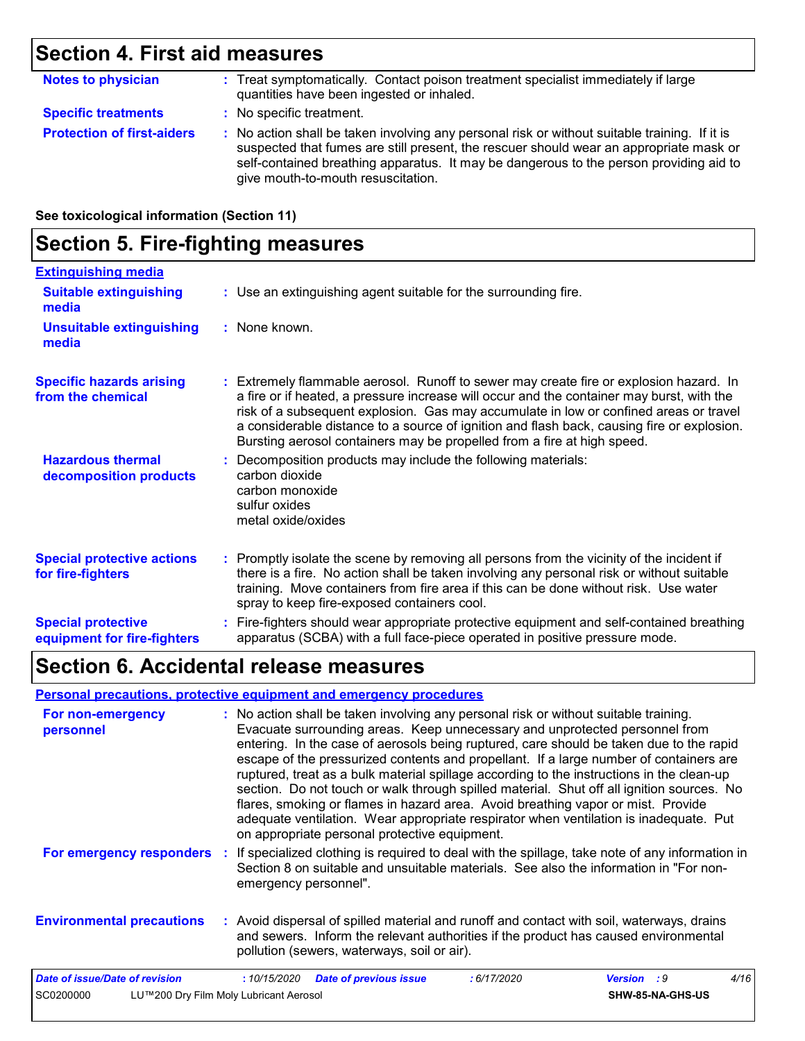## Section 4. First aid measures

**Notes to physician** : Treat symptomatically. Contact poison treatment specialist immediately if large quantities have been ingested or inhaled.

**Specific treatments** : No specific treatment.

**Protection of first-aiders** : No action shall be taken involving any personal risk or without suitable training. If it is suspected that fumes are still present, the rescuer should wear an appropriate mask or self-contained breathing apparatus. It may be dangerous to the person providing aid to give mouth-to-mouth resuscitation.

**See toxicological information (Section 11)**

## Section 5. Fire-fighting measures

**Extinguishing media**

**Suitable extinguishing media** : Use an extinguishing agent suitable for the surrounding fire.

**Unsuitable extinguishing media** : None known.

**Specific hazards arising from the chemical** : Extremely flammable aerosol. Runoff to sewer may create fire or explosion hazard. In a fire or if heated, a pressure increase will occur and the container may burst, with the risk of a subsequent explosion. Gas may accumulate in low or confined areas or travel a considerable distance to a source of ignition and flash back, causing fire or explosion. Bursting aerosol containers may be propelled from a fire at high speed.

**Hazardous thermal decomposition products** : Decomposition products may include the following materials:
carbon dioxide
carbon monoxide
sulfur oxides
metal oxide/oxides

**Special protective actions for fire-fighters** : Promptly isolate the scene by removing all persons from the vicinity of the incident if there is a fire. No action shall be taken involving any personal risk or without suitable training. Move containers from fire area if this can be done without risk. Use water spray to keep fire-exposed containers cool.

**Special protective equipment for fire-fighters** : Fire-fighters should wear appropriate protective equipment and self-contained breathing apparatus (SCBA) with a full face-piece operated in positive pressure mode.

## Section 6. Accidental release measures

**Personal precautions, protective equipment and emergency procedures**

**For non-emergency personnel** : No action shall be taken involving any personal risk or without suitable training. Evacuate surrounding areas. Keep unnecessary and unprotected personnel from entering. In the case of aerosols being ruptured, care should be taken due to the rapid escape of the pressurized contents and propellant. If a large number of containers are ruptured, treat as a bulk material spillage according to the instructions in the clean-up section. Do not touch or walk through spilled material. Shut off all ignition sources. No flares, smoking or flames in hazard area. Avoid breathing vapor or mist. Provide adequate ventilation. Wear appropriate respirator when ventilation is inadequate. Put on appropriate personal protective equipment.

**For emergency responders** : If specialized clothing is required to deal with the spillage, take note of any information in Section 8 on suitable and unsuitable materials. See also the information in "For non-emergency personnel".

**Environmental precautions** : Avoid dispersal of spilled material and runoff and contact with soil, waterways, drains and sewers. Inform the relevant authorities if the product has caused environmental pollution (sewers, waterways, soil or air).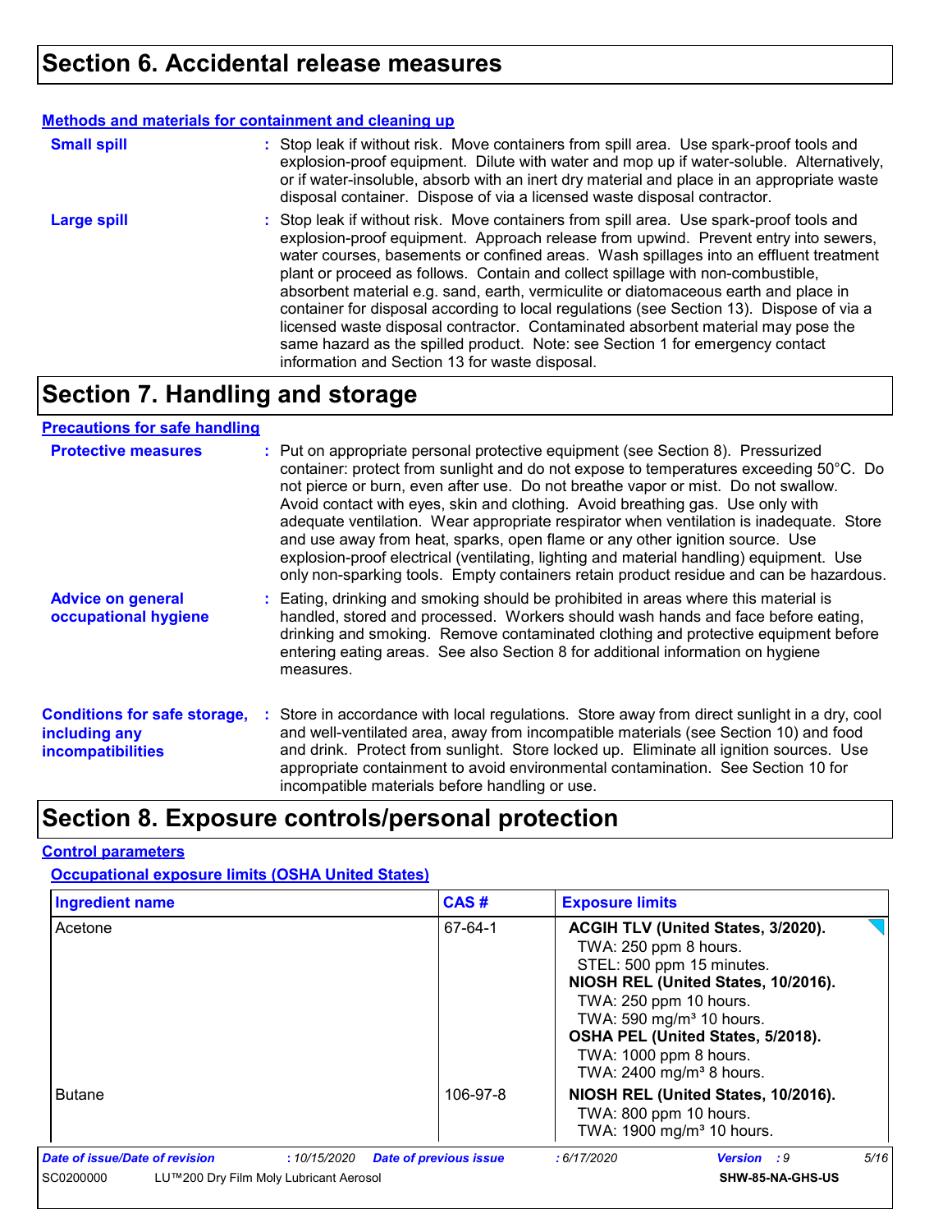# Section 6. Accidental release measures

**Methods and materials for containment and cleaning up**

**Small spill** : Stop leak if without risk. Move containers from spill area. Use spark-proof tools and explosion-proof equipment. Dilute with water and mop up if water-soluble. Alternatively, or if water-insoluble, absorb with an inert dry material and place in an appropriate waste disposal container. Dispose of via a licensed waste disposal contractor.

**Large spill** : Stop leak if without risk. Move containers from spill area. Use spark-proof tools and explosion-proof equipment. Approach release from upwind. Prevent entry into sewers, water courses, basements or confined areas. Wash spillages into an effluent treatment plant or proceed as follows. Contain and collect spillage with non-combustible, absorbent material e.g. sand, earth, vermiculite or diatomaceous earth and place in container for disposal according to local regulations (see Section 13). Dispose of via a licensed waste disposal contractor. Contaminated absorbent material may pose the same hazard as the spilled product. Note: see Section 1 for emergency contact information and Section 13 for waste disposal.

# Section 7. Handling and storage

**Precautions for safe handling**

**Protective measures** : Put on appropriate personal protective equipment (see Section 8). Pressurized container: protect from sunlight and do not expose to temperatures exceeding 50°C. Do not pierce or burn, even after use. Do not breathe vapor or mist. Do not swallow. Avoid contact with eyes, skin and clothing. Avoid breathing gas. Use only with adequate ventilation. Wear appropriate respirator when ventilation is inadequate. Store and use away from heat, sparks, open flame or any other ignition source. Use explosion-proof electrical (ventilating, lighting and material handling) equipment. Use only non-sparking tools. Empty containers retain product residue and can be hazardous.

**Advice on general occupational hygiene** : Eating, drinking and smoking should be prohibited in areas where this material is handled, stored and processed. Workers should wash hands and face before eating, drinking and smoking. Remove contaminated clothing and protective equipment before entering eating areas. See also Section 8 for additional information on hygiene measures.

**Conditions for safe storage, including any incompatibilities** : Store in accordance with local regulations. Store away from direct sunlight in a dry, cool and well-ventilated area, away from incompatible materials (see Section 10) and food and drink. Protect from sunlight. Store locked up. Eliminate all ignition sources. Use appropriate containment to avoid environmental contamination. See Section 10 for incompatible materials before handling or use.

# Section 8. Exposure controls/personal protection

**Control parameters**

**Occupational exposure limits (OSHA United States)**

| Ingredient name | CAS # | Exposure limits |
|---|---|---|
| Acetone | 67-64-1 | **ACGIH TLV (United States, 3/2020).**<br>TWA: 250 ppm 8 hours.<br>STEL: 500 ppm 15 minutes.<br>**NIOSH REL (United States, 10/2016).**<br>TWA: 250 ppm 10 hours.<br>TWA: 590 mg/m³ 10 hours.<br>**OSHA PEL (United States, 5/2018).**<br>TWA: 1000 ppm 8 hours.<br>TWA: 2400 mg/m³ 8 hours. |
| Butane | 106-97-8 | **NIOSH REL (United States, 10/2016).**<br>TWA: 800 ppm 10 hours.<br>TWA: 1900 mg/m³ 10 hours. |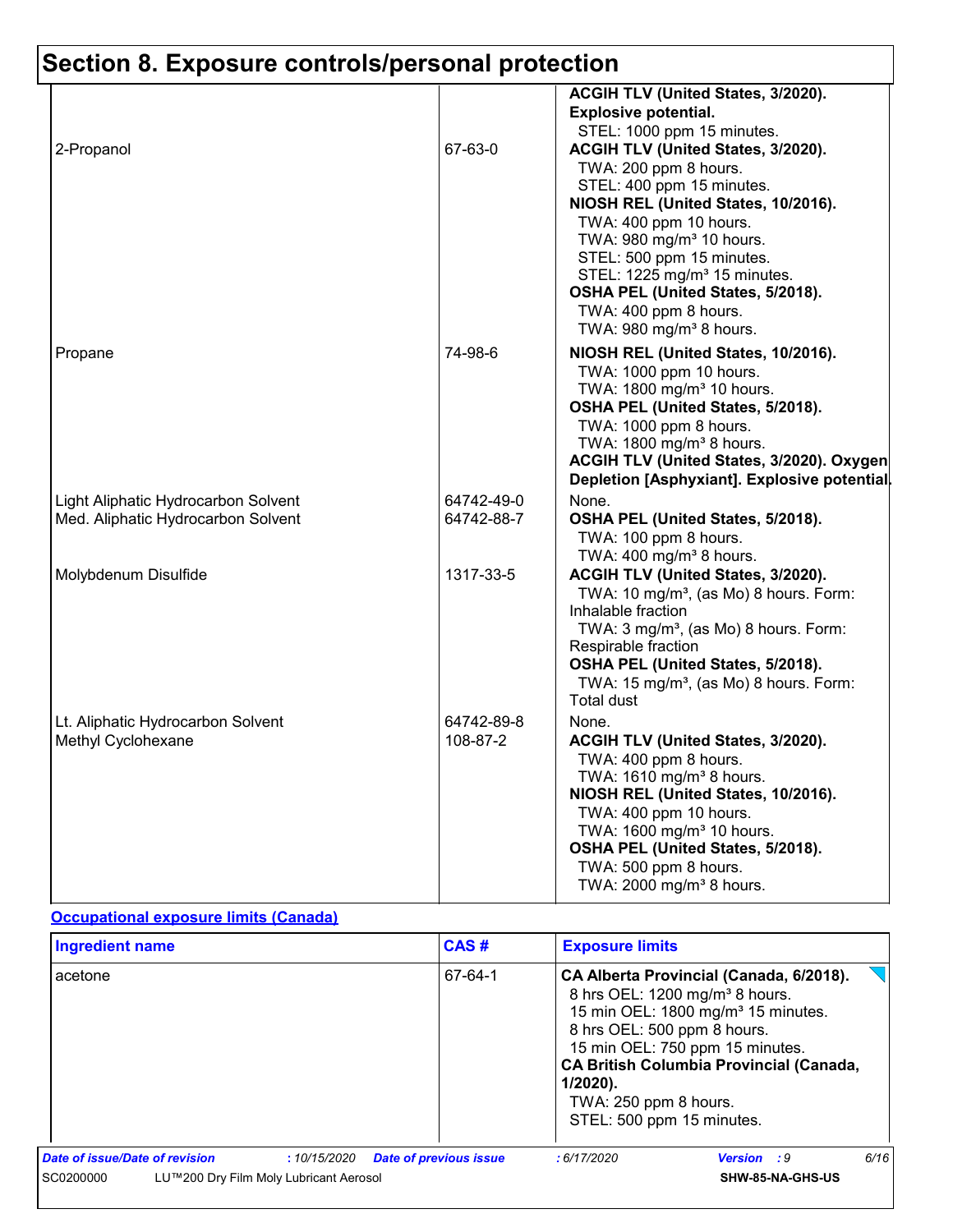# Section 8. Exposure controls/personal protection

| | | |
|---|---|---|
| | | **ACGIH TLV (United States, 3/2020). Explosive potential.**<br>STEL: 1000 ppm 15 minutes. |
| 2-Propanol | 67-63-0 | **ACGIH TLV (United States, 3/2020).**<br>TWA: 200 ppm 8 hours.<br>STEL: 400 ppm 15 minutes.<br>**NIOSH REL (United States, 10/2016).**<br>TWA: 400 ppm 10 hours.<br>TWA: 980 mg/m³ 10 hours.<br>STEL: 500 ppm 15 minutes.<br>STEL: 1225 mg/m³ 15 minutes.<br>**OSHA PEL (United States, 5/2018).**<br>TWA: 400 ppm 8 hours.<br>TWA: 980 mg/m³ 8 hours. |
| Propane | 74-98-6 | **NIOSH REL (United States, 10/2016).**<br>TWA: 1000 ppm 10 hours.<br>TWA: 1800 mg/m³ 10 hours.<br>**OSHA PEL (United States, 5/2018).**<br>TWA: 1000 ppm 8 hours.<br>TWA: 1800 mg/m³ 8 hours.<br>**ACGIH TLV (United States, 3/2020). Oxygen Depletion [Asphyxiant]. Explosive potential.** |
| Light Aliphatic Hydrocarbon Solvent | 64742-49-0 | None. |
| Med. Aliphatic Hydrocarbon Solvent | 64742-88-7 | **OSHA PEL (United States, 5/2018).**<br>TWA: 100 ppm 8 hours.<br>TWA: 400 mg/m³ 8 hours. |
| Molybdenum Disulfide | 1317-33-5 | **ACGIH TLV (United States, 3/2020).**<br>TWA: 10 mg/m³, (as Mo) 8 hours. Form: Inhalable fraction<br>TWA: 3 mg/m³, (as Mo) 8 hours. Form: Respirable fraction<br>**OSHA PEL (United States, 5/2018).**<br>TWA: 15 mg/m³, (as Mo) 8 hours. Form: Total dust |
| Lt. Aliphatic Hydrocarbon Solvent | 64742-89-8 | None. |
| Methyl Cyclohexane | 108-87-2 | **ACGIH TLV (United States, 3/2020).**<br>TWA: 400 ppm 8 hours.<br>TWA: 1610 mg/m³ 8 hours.<br>**NIOSH REL (United States, 10/2016).**<br>TWA: 400 ppm 10 hours.<br>TWA: 1600 mg/m³ 10 hours.<br>**OSHA PEL (United States, 5/2018).**<br>TWA: 500 ppm 8 hours.<br>TWA: 2000 mg/m³ 8 hours. |

**Occupational exposure limits (Canada)**

| Ingredient name | CAS # | Exposure limits |
|---|---|---|
| acetone | 67-64-1 | **CA Alberta Provincial (Canada, 6/2018).**<br>8 hrs OEL: 1200 mg/m³ 8 hours.<br>15 min OEL: 1800 mg/m³ 15 minutes.<br>8 hrs OEL: 500 ppm 8 hours.<br>15 min OEL: 750 ppm 15 minutes.<br>**CA British Columbia Provincial (Canada, 1/2020).**<br>TWA: 250 ppm 8 hours.<br>STEL: 500 ppm 15 minutes. |

*Date of issue/Date of revision* : 10/15/2020 *Date of previous issue* : 6/17/2020 *Version* : 9

SC0200000 LU™200 Dry Film Moly Lubricant Aerosol SHW-85-NA-GHS-US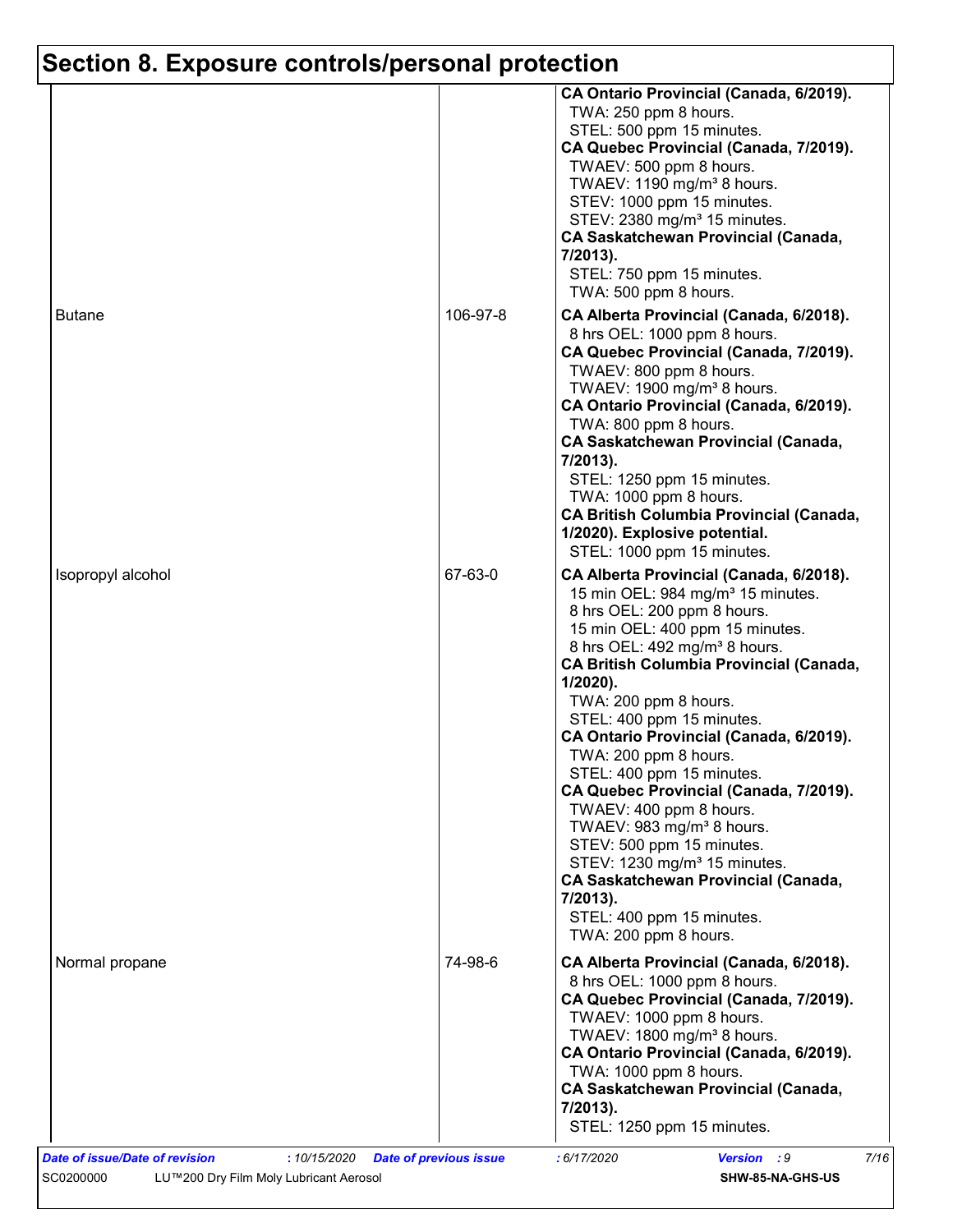## Section 8. Exposure controls/personal protection

| | | |
|---|---|---|
| | | **CA Ontario Provincial (Canada, 6/2019).**<br>TWA: 250 ppm 8 hours.<br>STEL: 500 ppm 15 minutes.<br>**CA Quebec Provincial (Canada, 7/2019).**<br>TWAEV: 500 ppm 8 hours.<br>TWAEV: 1190 mg/m³ 8 hours.<br>STEV: 1000 ppm 15 minutes.<br>STEV: 2380 mg/m³ 15 minutes.<br>**CA Saskatchewan Provincial (Canada, 7/2013).**<br>STEL: 750 ppm 15 minutes.<br>TWA: 500 ppm 8 hours. |
| Butane | 106-97-8 | **CA Alberta Provincial (Canada, 6/2018).**<br>8 hrs OEL: 1000 ppm 8 hours.<br>**CA Quebec Provincial (Canada, 7/2019).**<br>TWAEV: 800 ppm 8 hours.<br>TWAEV: 1900 mg/m³ 8 hours.<br>**CA Ontario Provincial (Canada, 6/2019).**<br>TWA: 800 ppm 8 hours.<br>**CA Saskatchewan Provincial (Canada, 7/2013).**<br>STEL: 1250 ppm 15 minutes.<br>TWA: 1000 ppm 8 hours.<br>**CA British Columbia Provincial (Canada, 1/2020). Explosive potential.**<br>STEL: 1000 ppm 15 minutes. |
| Isopropyl alcohol | 67-63-0 | **CA Alberta Provincial (Canada, 6/2018).**<br>15 min OEL: 984 mg/m³ 15 minutes.<br>8 hrs OEL: 200 ppm 8 hours.<br>15 min OEL: 400 ppm 15 minutes.<br>8 hrs OEL: 492 mg/m³ 8 hours.<br>**CA British Columbia Provincial (Canada, 1/2020).**<br>TWA: 200 ppm 8 hours.<br>STEL: 400 ppm 15 minutes.<br>**CA Ontario Provincial (Canada, 6/2019).**<br>TWA: 200 ppm 8 hours.<br>STEL: 400 ppm 15 minutes.<br>**CA Quebec Provincial (Canada, 7/2019).**<br>TWAEV: 400 ppm 8 hours.<br>TWAEV: 983 mg/m³ 8 hours.<br>STEV: 500 ppm 15 minutes.<br>STEV: 1230 mg/m³ 15 minutes.<br>**CA Saskatchewan Provincial (Canada, 7/2013).**<br>STEL: 400 ppm 15 minutes.<br>TWA: 200 ppm 8 hours. |
| Normal propane | 74-98-6 | **CA Alberta Provincial (Canada, 6/2018).**<br>8 hrs OEL: 1000 ppm 8 hours.<br>**CA Quebec Provincial (Canada, 7/2019).**<br>TWAEV: 1000 ppm 8 hours.<br>TWAEV: 1800 mg/m³ 8 hours.<br>**CA Ontario Provincial (Canada, 6/2019).**<br>TWA: 1000 ppm 8 hours.<br>**CA Saskatchewan Provincial (Canada, 7/2013).**<br>STEL: 1250 ppm 15 minutes. |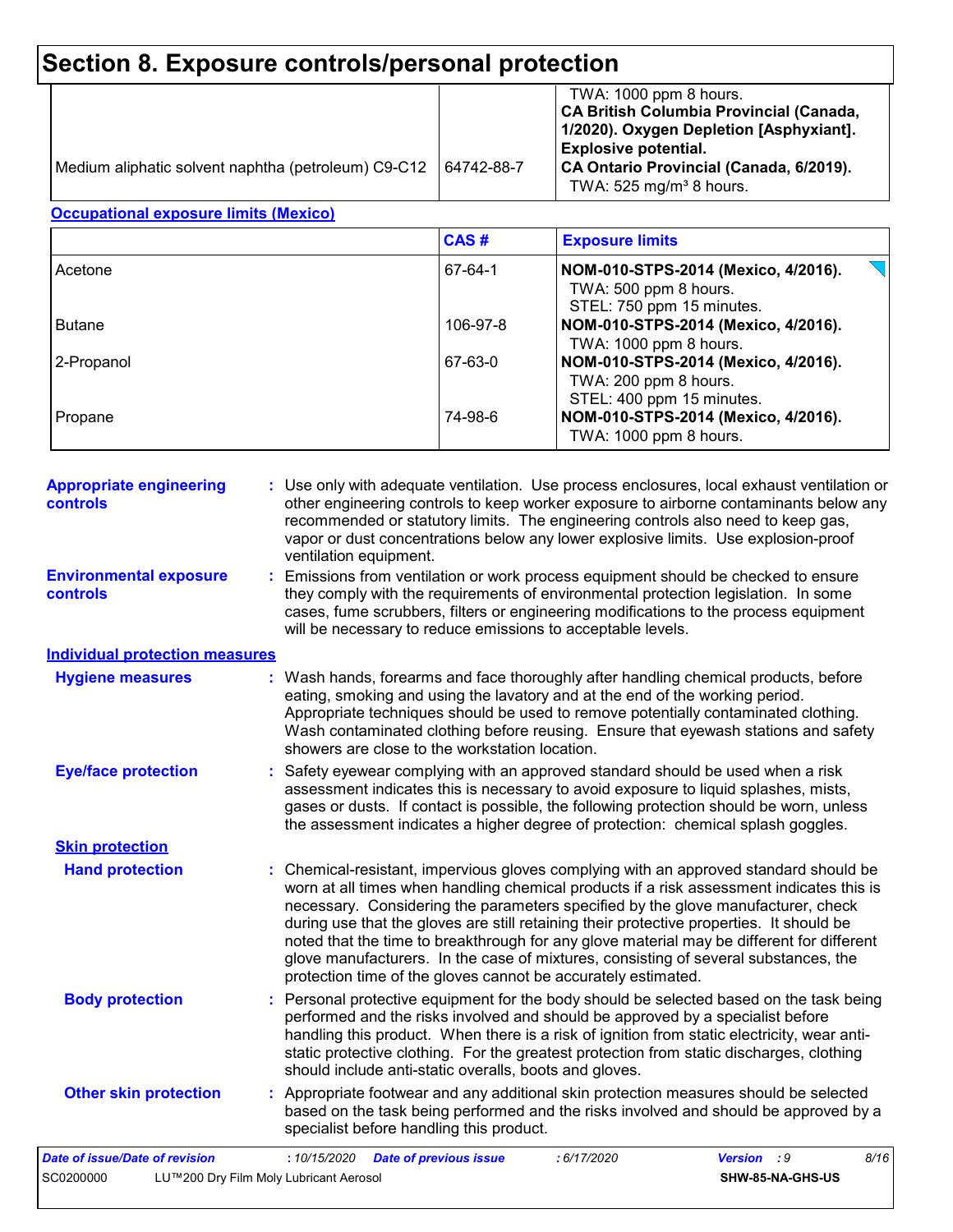## Section 8. Exposure controls/personal protection

| | | |
|---|---|---|
| Medium aliphatic solvent naphtha (petroleum) C9-C12 | 64742-88-7 | TWA: 1000 ppm 8 hours.<br>**CA British Columbia Provincial (Canada, 1/2020). Oxygen Depletion [Asphyxiant]. Explosive potential.**<br>**CA Ontario Provincial (Canada, 6/2019).**<br>TWA: 525 mg/m³ 8 hours. |

**Occupational exposure limits (Mexico)**

| | CAS # | Exposure limits |
|---|---|---|
| Acetone | 67-64-1 | **NOM-010-STPS-2014 (Mexico, 4/2016).**<br>TWA: 500 ppm 8 hours.<br>STEL: 750 ppm 15 minutes. |
| Butane | 106-97-8 | **NOM-010-STPS-2014 (Mexico, 4/2016).**<br>TWA: 1000 ppm 8 hours. |
| 2-Propanol | 67-63-0 | **NOM-010-STPS-2014 (Mexico, 4/2016).**<br>TWA: 200 ppm 8 hours.<br>STEL: 400 ppm 15 minutes. |
| Propane | 74-98-6 | **NOM-010-STPS-2014 (Mexico, 4/2016).**<br>TWA: 1000 ppm 8 hours. |

**Appropriate engineering controls** : Use only with adequate ventilation. Use process enclosures, local exhaust ventilation or other engineering controls to keep worker exposure to airborne contaminants below any recommended or statutory limits. The engineering controls also need to keep gas, vapor or dust concentrations below any lower explosive limits. Use explosion-proof ventilation equipment.

**Environmental exposure controls** : Emissions from ventilation or work process equipment should be checked to ensure they comply with the requirements of environmental protection legislation. In some cases, fume scrubbers, filters or engineering modifications to the process equipment will be necessary to reduce emissions to acceptable levels.

### Individual protection measures

**Hygiene measures** : Wash hands, forearms and face thoroughly after handling chemical products, before eating, smoking and using the lavatory and at the end of the working period. Appropriate techniques should be used to remove potentially contaminated clothing. Wash contaminated clothing before reusing. Ensure that eyewash stations and safety showers are close to the workstation location.

**Eye/face protection** : Safety eyewear complying with an approved standard should be used when a risk assessment indicates this is necessary to avoid exposure to liquid splashes, mists, gases or dusts. If contact is possible, the following protection should be worn, unless the assessment indicates a higher degree of protection: chemical splash goggles.

**Skin protection**

**Hand protection** : Chemical-resistant, impervious gloves complying with an approved standard should be worn at all times when handling chemical products if a risk assessment indicates this is necessary. Considering the parameters specified by the glove manufacturer, check during use that the gloves are still retaining their protective properties. It should be noted that the time to breakthrough for any glove material may be different for different glove manufacturers. In the case of mixtures, consisting of several substances, the protection time of the gloves cannot be accurately estimated.

**Body protection** : Personal protective equipment for the body should be selected based on the task being performed and the risks involved and should be approved by a specialist before handling this product. When there is a risk of ignition from static electricity, wear anti-static protective clothing. For the greatest protection from static discharges, clothing should include anti-static overalls, boots and gloves.

**Other skin protection** : Appropriate footwear and any additional skin protection measures should be selected based on the task being performed and the risks involved and should be approved by a specialist before handling this product.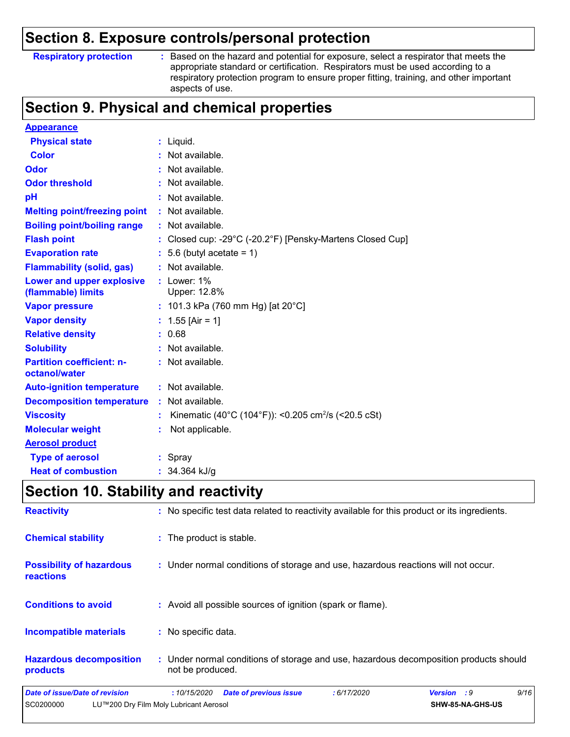## Section 8. Exposure controls/personal protection

| | |
|---|---|
| **Respiratory protection** | : Based on the hazard and potential for exposure, select a respirator that meets the appropriate standard or certification. Respirators must be used according to a respiratory protection program to ensure proper fitting, training, and other important aspects of use. |

## Section 9. Physical and chemical properties

**Appearance**

| | |
|---|---|
| **Physical state** | : Liquid. |
| **Color** | : Not available. |
| **Odor** | : Not available. |
| **Odor threshold** | : Not available. |
| **pH** | : Not available. |
| **Melting point/freezing point** | : Not available. |
| **Boiling point/boiling range** | : Not available. |
| **Flash point** | : Closed cup: -29°C (-20.2°F) [Pensky-Martens Closed Cup] |
| **Evaporation rate** | : 5.6 (butyl acetate = 1) |
| **Flammability (solid, gas)** | : Not available. |
| **Lower and upper explosive (flammable) limits** | : Lower: 1%<br>Upper: 12.8% |
| **Vapor pressure** | : 101.3 kPa (760 mm Hg) [at 20°C] |
| **Vapor density** | : 1.55 [Air = 1] |
| **Relative density** | : 0.68 |
| **Solubility** | : Not available. |
| **Partition coefficient: n-octanol/water** | : Not available. |
| **Auto-ignition temperature** | : Not available. |
| **Decomposition temperature** | : Not available. |
| **Viscosity** | : Kinematic (40°C (104°F)): <0.205 $cm^2/s$ (<20.5 cSt) |
| **Molecular weight** | : Not applicable. |

**Aerosol product**

| | |
|---|---|
| **Type of aerosol** | : Spray |
| **Heat of combustion** | : 34.364 kJ/g |

## Section 10. Stability and reactivity

| | |
|---|---|
| **Reactivity** | : No specific test data related to reactivity available for this product or its ingredients. |
| **Chemical stability** | : The product is stable. |
| **Possibility of hazardous reactions** | : Under normal conditions of storage and use, hazardous reactions will not occur. |
| **Conditions to avoid** | : Avoid all possible sources of ignition (spark or flame). |
| **Incompatible materials** | : No specific data. |
| **Hazardous decomposition products** | : Under normal conditions of storage and use, hazardous decomposition products should not be produced. |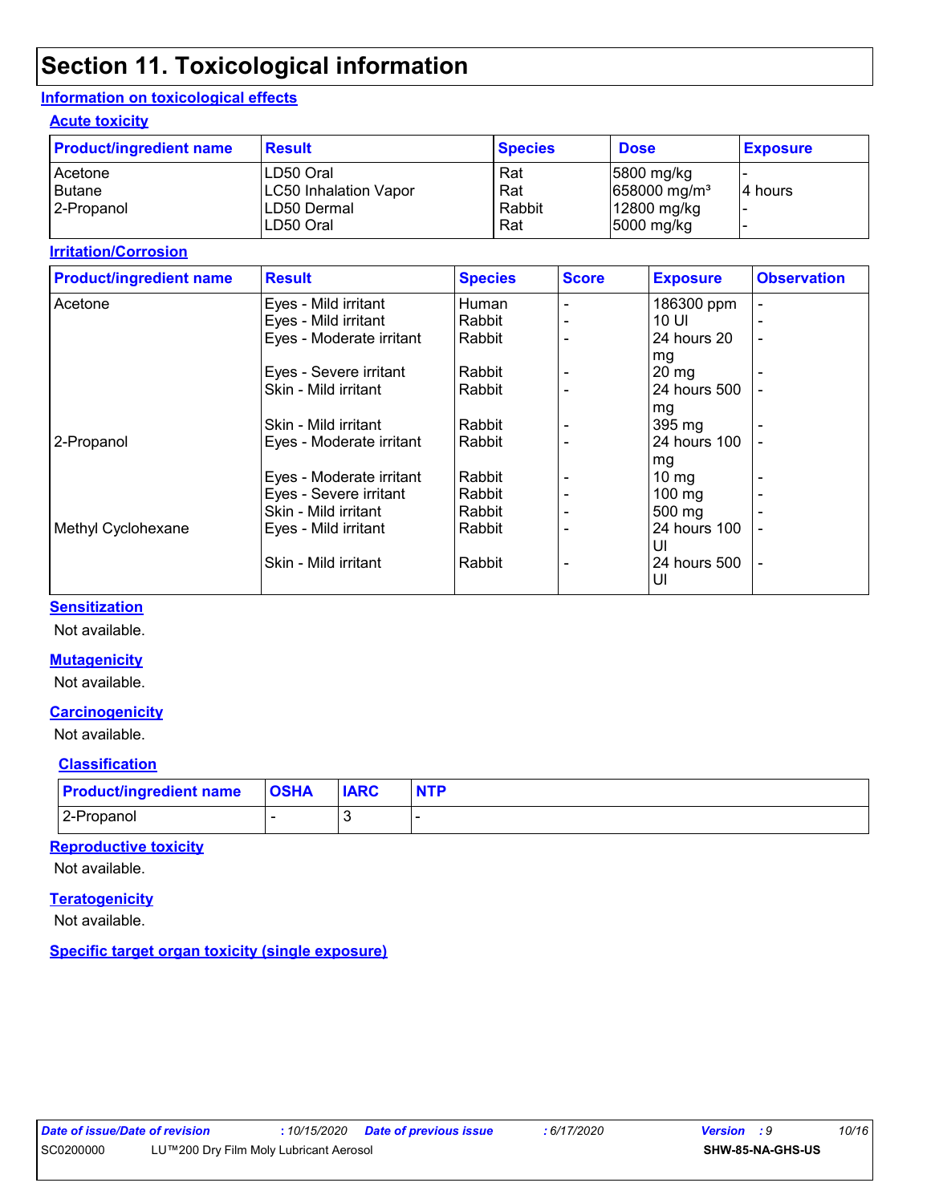# Section 11. Toxicological information

## Information on toxicological effects

### Acute toxicity

| Product/ingredient name | Result | Species | Dose | Exposure |
|---|---|---|---|---|
| Acetone | LD50 Oral | Rat | 5800 mg/kg | - |
| Butane | LC50 Inhalation Vapor | Rat | 658000 mg/m³ | 4 hours |
| 2-Propanol | LD50 Dermal | Rabbit | 12800 mg/kg | - |
| | LD50 Oral | Rat | 5000 mg/kg | - |

### Irritation/Corrosion

| Product/ingredient name | Result | Species | Score | Exposure | Observation |
|---|---|---|---|---|---|
| Acetone | Eyes - Mild irritant | Human | - | 186300 ppm | - |
| | Eyes - Mild irritant | Rabbit | - | 10 Ul | - |
| | Eyes - Moderate irritant | Rabbit | - | 24 hours 20 mg | - |
| | Eyes - Severe irritant | Rabbit | - | 20 mg | - |
| | Skin - Mild irritant | Rabbit | - | 24 hours 500 mg | - |
| | Skin - Mild irritant | Rabbit | - | 395 mg | - |
| 2-Propanol | Eyes - Moderate irritant | Rabbit | - | 24 hours 100 mg | - |
| | Eyes - Moderate irritant | Rabbit | - | 10 mg | - |
| | Eyes - Severe irritant | Rabbit | - | 100 mg | - |
| | Skin - Mild irritant | Rabbit | - | 500 mg | - |
| Methyl Cyclohexane | Eyes - Mild irritant | Rabbit | - | 24 hours 100 Ul | - |
| | Skin - Mild irritant | Rabbit | - | 24 hours 500 Ul | - |

### Sensitization

Not available.

### Mutagenicity

Not available.

### Carcinogenicity

Not available.

### Classification

| Product/ingredient name | OSHA | IARC | NTP |
|---|---|---|---|
| 2-Propanol | - | 3 | - |

### Reproductive toxicity

Not available.

### Teratogenicity

Not available.

### Specific target organ toxicity (single exposure)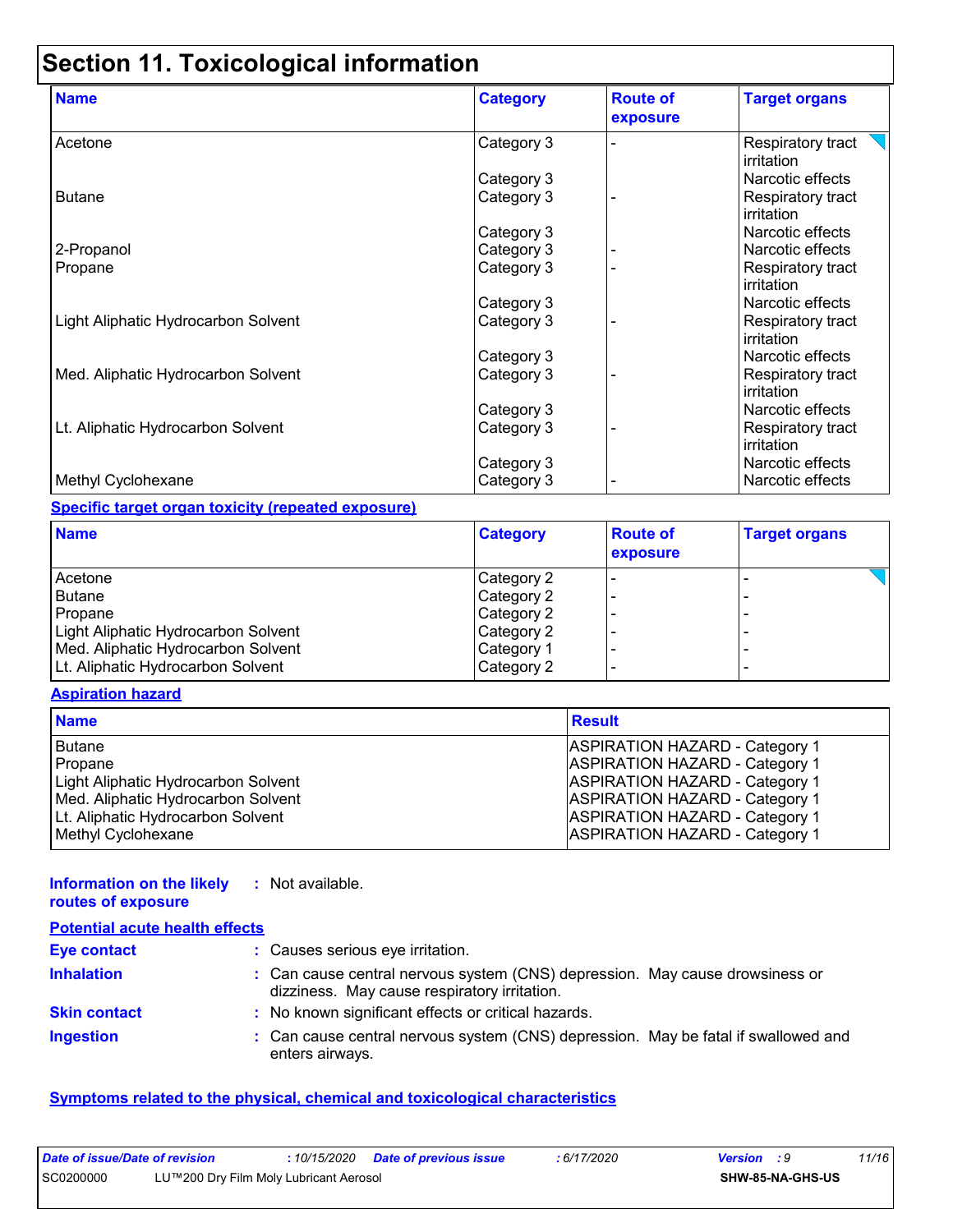# Section 11. Toxicological information

| Name | Category | Route of exposure | Target organs |
|---|---|---|---|
| Acetone | Category 3 | - | Respiratory tract irritation |
| | Category 3 | | Narcotic effects |
| Butane | Category 3 | - | Respiratory tract irritation |
| | Category 3 | | Narcotic effects |
| 2-Propanol | Category 3 | - | Narcotic effects |
| Propane | Category 3 | - | Respiratory tract irritation |
| | Category 3 | | Narcotic effects |
| Light Aliphatic Hydrocarbon Solvent | Category 3 | - | Respiratory tract irritation |
| | Category 3 | | Narcotic effects |
| Med. Aliphatic Hydrocarbon Solvent | Category 3 | - | Respiratory tract irritation |
| | Category 3 | | Narcotic effects |
| Lt. Aliphatic Hydrocarbon Solvent | Category 3 | - | Respiratory tract irritation |
| | Category 3 | | Narcotic effects |
| Methyl Cyclohexane | Category 3 | - | Narcotic effects |

**Specific target organ toxicity (repeated exposure)**

| Name | Category | Route of exposure | Target organs |
|---|---|---|---|
| Acetone | Category 2 | - | - |
| Butane | Category 2 | - | - |
| Propane | Category 2 | - | - |
| Light Aliphatic Hydrocarbon Solvent | Category 2 | - | - |
| Med. Aliphatic Hydrocarbon Solvent | Category 1 | - | - |
| Lt. Aliphatic Hydrocarbon Solvent | Category 2 | - | - |

**Aspiration hazard**

| Name | Result |
|---|---|
| Butane | ASPIRATION HAZARD - Category 1 |
| Propane | ASPIRATION HAZARD - Category 1 |
| Light Aliphatic Hydrocarbon Solvent | ASPIRATION HAZARD - Category 1 |
| Med. Aliphatic Hydrocarbon Solvent | ASPIRATION HAZARD - Category 1 |
| Lt. Aliphatic Hydrocarbon Solvent | ASPIRATION HAZARD - Category 1 |
| Methyl Cyclohexane | ASPIRATION HAZARD - Category 1 |

**Information on the likely routes of exposure** : Not available.

**Potential acute health effects**

**Eye contact** : Causes serious eye irritation.

**Inhalation** : Can cause central nervous system (CNS) depression. May cause drowsiness or dizziness. May cause respiratory irritation.

**Skin contact** : No known significant effects or critical hazards.

**Ingestion** : Can cause central nervous system (CNS) depression. May be fatal if swallowed and enters airways.

**Symptoms related to the physical, chemical and toxicological characteristics**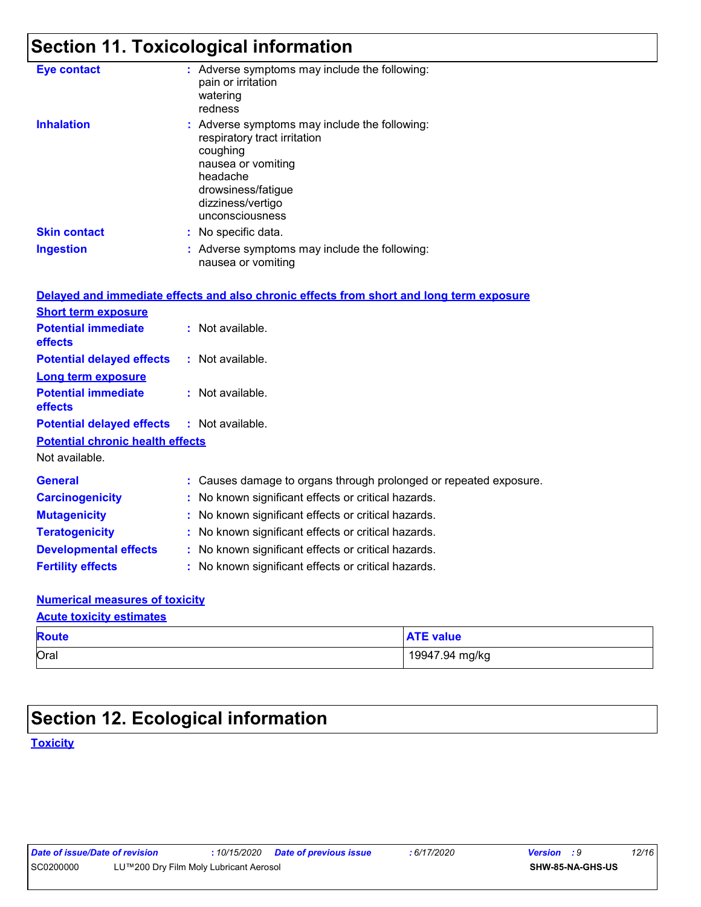## Section 11. Toxicological information

**Eye contact** : Adverse symptoms may include the following:
pain or irritation
watering
redness

**Inhalation** : Adverse symptoms may include the following:
respiratory tract irritation
coughing
nausea or vomiting
headache
drowsiness/fatigue
dizziness/vertigo
unconsciousness

**Skin contact** : No specific data.

**Ingestion** : Adverse symptoms may include the following:
nausea or vomiting

**Delayed and immediate effects and also chronic effects from short and long term exposure**

**Short term exposure**

**Potential immediate effects** : Not available.

**Potential delayed effects** : Not available.

**Long term exposure**

**Potential immediate effects** : Not available.

**Potential delayed effects** : Not available.

**Potential chronic health effects**

Not available.

**General** : Causes damage to organs through prolonged or repeated exposure.

**Carcinogenicity** : No known significant effects or critical hazards.

**Mutagenicity** : No known significant effects or critical hazards.

**Teratogenicity** : No known significant effects or critical hazards.

**Developmental effects** : No known significant effects or critical hazards.

**Fertility effects** : No known significant effects or critical hazards.

**Numerical measures of toxicity**

**Acute toxicity estimates**

| Route | ATE value |
|---|---|
| Oral | 19947.94 mg/kg |

## Section 12. Ecological information

**Toxicity**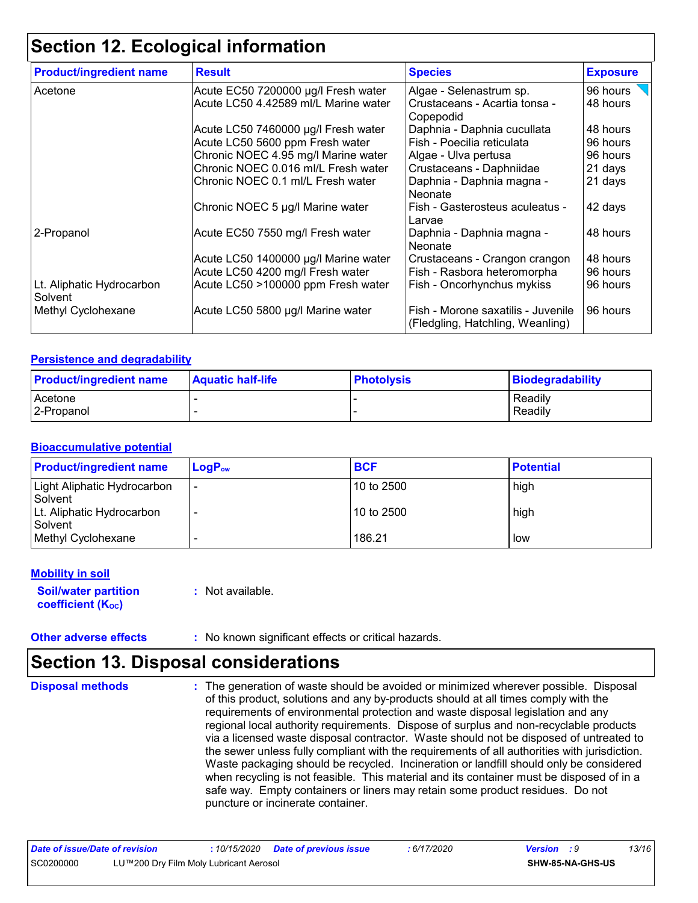## Section 12. Ecological information

| Product/ingredient name | Result | Species | Exposure |
|---|---|---|---|
| Acetone | Acute EC50 7200000 µg/l Fresh water | Algae - Selenastrum sp. | 96 hours |
| | Acute LC50 4.42589 ml/L Marine water | Crustaceans - Acartia tonsa - Copepodid | 48 hours |
| | Acute LC50 7460000 µg/l Fresh water | Daphnia - Daphnia cucullata | 48 hours |
| | Acute LC50 5600 ppm Fresh water | Fish - Poecilia reticulata | 96 hours |
| | Chronic NOEC 4.95 mg/l Marine water | Algae - Ulva pertusa | 96 hours |
| | Chronic NOEC 0.016 ml/L Fresh water | Crustaceans - Daphniidae | 21 days |
| | Chronic NOEC 0.1 ml/L Fresh water | Daphnia - Daphnia magna - Neonate | 21 days |
| | Chronic NOEC 5 µg/l Marine water | Fish - Gasterosteus aculeatus - Larvae | 42 days |
| 2-Propanol | Acute EC50 7550 mg/l Fresh water | Daphnia - Daphnia magna - Neonate | 48 hours |
| | Acute LC50 1400000 µg/l Marine water | Crustaceans - Crangon crangon | 48 hours |
| | Acute LC50 4200 mg/l Fresh water | Fish - Rasbora heteromorpha | 96 hours |
| Lt. Aliphatic Hydrocarbon Solvent | Acute LC50 >100000 ppm Fresh water | Fish - Oncorhynchus mykiss | 96 hours |
| Methyl Cyclohexane | Acute LC50 5800 µg/l Marine water | Fish - Morone saxatilis - Juvenile (Fledgling, Hatchling, Weanling) | 96 hours |

### Persistence and degradability

| Product/ingredient name | Aquatic half-life | Photolysis | Biodegradability |
|---|---|---|---|
| Acetone | - | - | Readily |
| 2-Propanol | - | - | Readily |

### Bioaccumulative potential

| Product/ingredient name | $LogP_{ow}$ | BCF | Potential |
|---|---|---|---|
| Light Aliphatic Hydrocarbon Solvent | - | 10 to 2500 | high |
| Lt. Aliphatic Hydrocarbon Solvent | - | 10 to 2500 | high |
| Methyl Cyclohexane | - | 186.21 | low |

### Mobility in soil

**Soil/water partition coefficient ($K_{OC}$)** : Not available.

**Other adverse effects** : No known significant effects or critical hazards.

## Section 13. Disposal considerations

**Disposal methods** : The generation of waste should be avoided or minimized wherever possible. Disposal of this product, solutions and any by-products should at all times comply with the requirements of environmental protection and waste disposal legislation and any regional local authority requirements. Dispose of surplus and non-recyclable products via a licensed waste disposal contractor. Waste should not be disposed of untreated to the sewer unless fully compliant with the requirements of all authorities with jurisdiction. Waste packaging should be recycled. Incineration or landfill should only be considered when recycling is not feasible. This material and its container must be disposed of in a safe way. Empty containers or liners may retain some product residues. Do not puncture or incinerate container.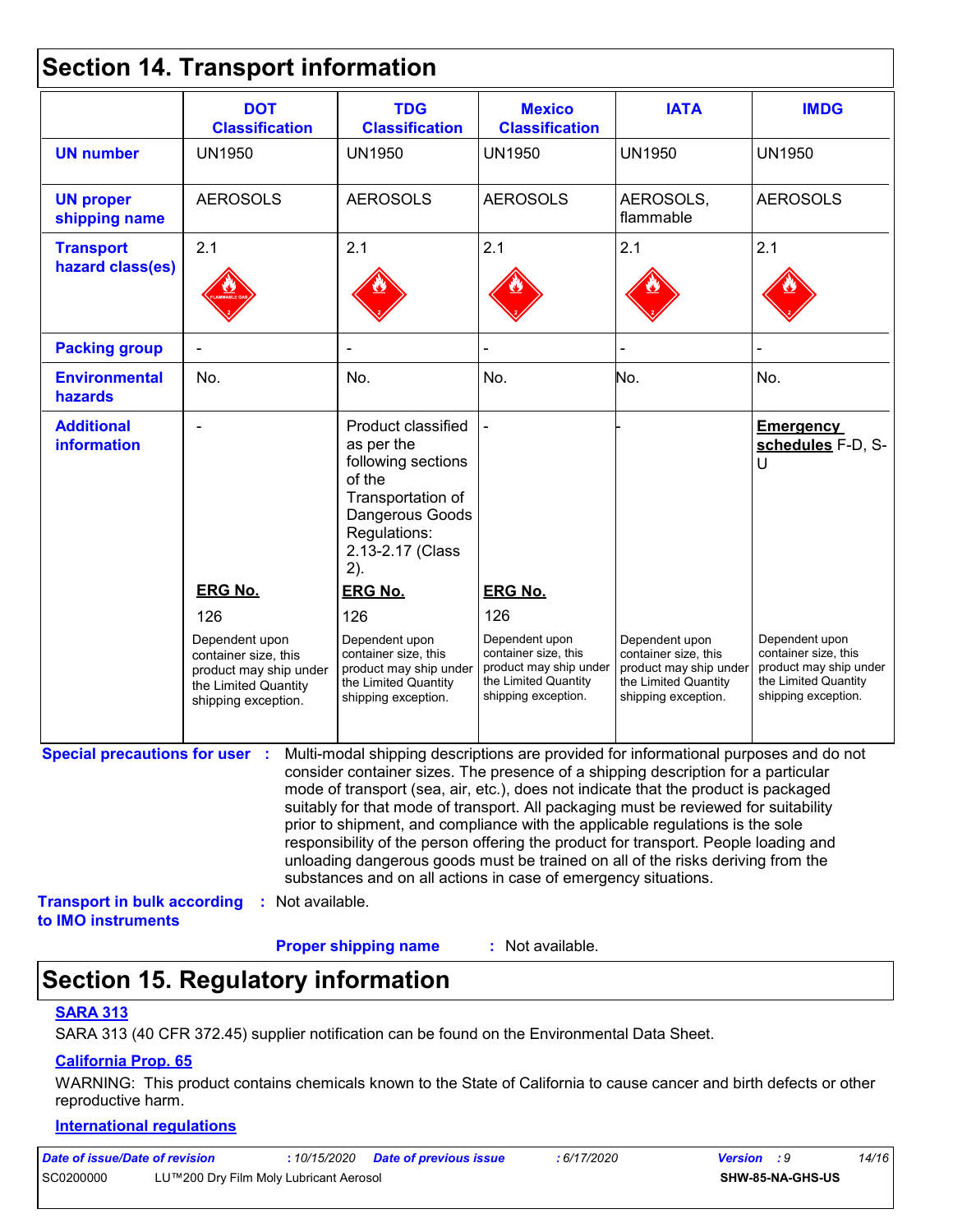## Section 14. Transport information

| | DOT Classification | TDG Classification | Mexico Classification | IATA | IMDG |
|---|---|---|---|---|---|
| **UN number** | UN1950 | UN1950 | UN1950 | UN1950 | UN1950 |
| **UN proper shipping name** | AEROSOLS | AEROSOLS | AEROSOLS | AEROSOLS, flammable | AEROSOLS |
| **Transport hazard class(es)** | 2.1 | 2.1 | 2.1 | 2.1 | 2.1 |
| **Packing group** | - | - | - | - | - |
| **Environmental hazards** | No. | No. | No. | No. | No. |
| **Additional information** | - <br><br> **ERG No.** <br> 126 <br><br> Dependent upon container size, this product may ship under the Limited Quantity shipping exception. | Product classified as per the following sections of the Transportation of Dangerous Goods Regulations: 2.13-2.17 (Class 2). <br><br> **ERG No.** <br> 126 <br><br> Dependent upon container size, this product may ship under the Limited Quantity shipping exception. | - <br><br> **ERG No.** <br> 126 <br><br> Dependent upon container size, this product may ship under the Limited Quantity shipping exception. | - <br><br> Dependent upon container size, this product may ship under the Limited Quantity shipping exception. | **Emergency schedules** F-D, S-U <br><br> Dependent upon container size, this product may ship under the Limited Quantity shipping exception. |

**Special precautions for user :** Multi-modal shipping descriptions are provided for informational purposes and do not consider container sizes. The presence of a shipping description for a particular mode of transport (sea, air, etc.), does not indicate that the product is packaged suitably for that mode of transport. All packaging must be reviewed for suitability prior to shipment, and compliance with the applicable regulations is the sole responsibility of the person offering the product for transport. People loading and unloading dangerous goods must be trained on all of the risks deriving from the substances and on all actions in case of emergency situations.

**Transport in bulk according to IMO instruments :** Not available.

**Proper shipping name :** Not available.

## Section 15. Regulatory information

**SARA 313**

SARA 313 (40 CFR 372.45) supplier notification can be found on the Environmental Data Sheet.

**California Prop. 65**

WARNING: This product contains chemicals known to the State of California to cause cancer and birth defects or other reproductive harm.

**International regulations**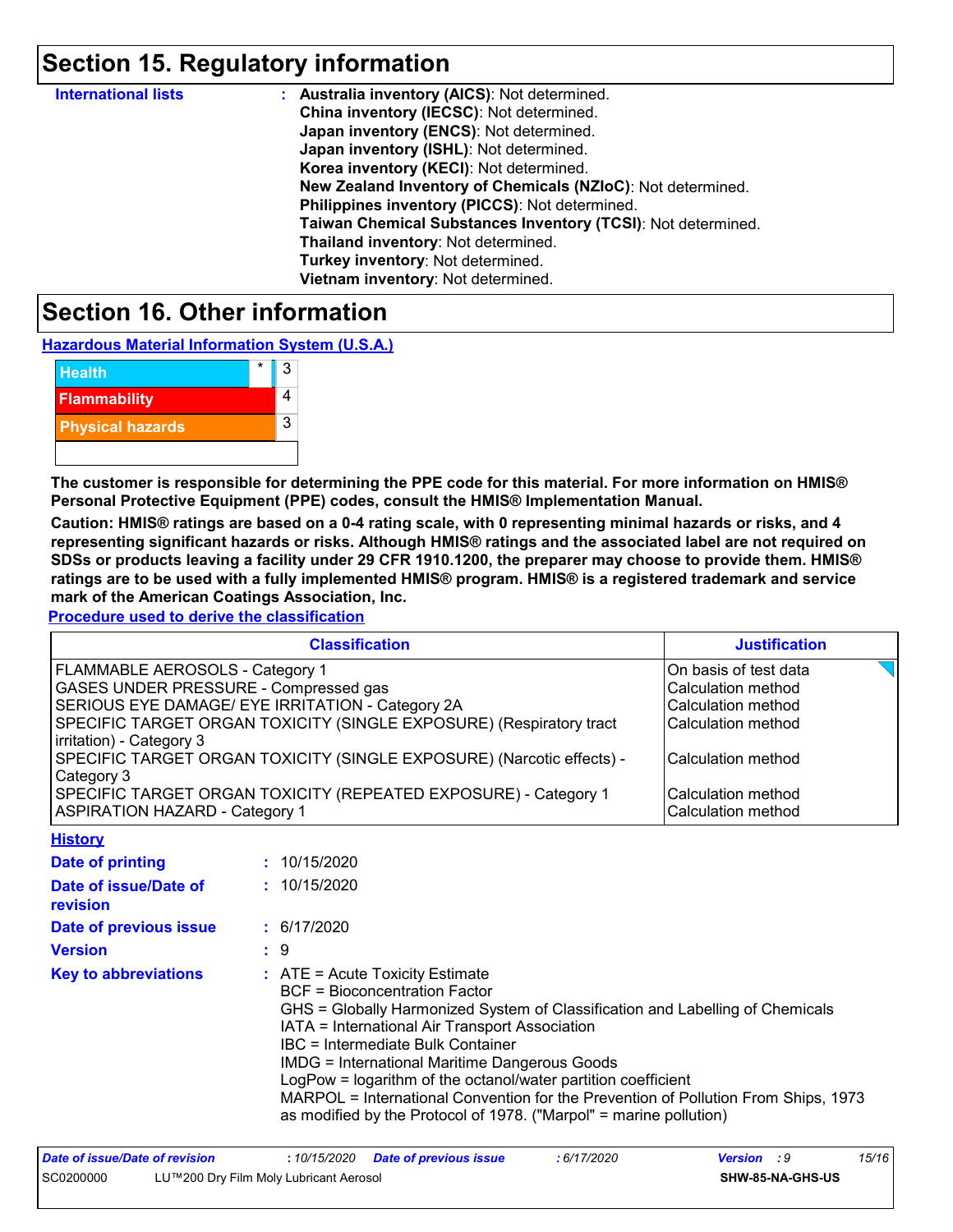## Section 15. Regulatory information

**International lists** : **Australia inventory (AICS)**: Not determined.
**China inventory (IECSC)**: Not determined.
**Japan inventory (ENCS)**: Not determined.
**Japan inventory (ISHL)**: Not determined.
**Korea inventory (KECI)**: Not determined.
**New Zealand Inventory of Chemicals (NZIoC)**: Not determined.
**Philippines inventory (PICCS)**: Not determined.
**Taiwan Chemical Substances Inventory (TCSI)**: Not determined.
**Thailand inventory**: Not determined.
**Turkey inventory**: Not determined.
**Vietnam inventory**: Not determined.

## Section 16. Other information

**Hazardous Material Information System (U.S.A.)**

| | | |
|---|---|---|
| Health | * | 3 |
| Flammability | | 4 |
| Physical hazards | | 3 |
| | | |

**The customer is responsible for determining the PPE code for this material. For more information on HMIS® Personal Protective Equipment (PPE) codes, consult the HMIS® Implementation Manual.**

**Caution: HMIS® ratings are based on a 0-4 rating scale, with 0 representing minimal hazards or risks, and 4 representing significant hazards or risks. Although HMIS® ratings and the associated label are not required on SDSs or products leaving a facility under 29 CFR 1910.1200, the preparer may choose to provide them. HMIS® ratings are to be used with a fully implemented HMIS® program. HMIS® is a registered trademark and service mark of the American Coatings Association, Inc.**

**Procedure used to derive the classification**

| Classification | Justification |
|---|---|
| FLAMMABLE AEROSOLS - Category 1 | On basis of test data |
| GASES UNDER PRESSURE - Compressed gas | Calculation method |
| SERIOUS EYE DAMAGE/ EYE IRRITATION - Category 2A | Calculation method |
| SPECIFIC TARGET ORGAN TOXICITY (SINGLE EXPOSURE) (Respiratory tract irritation) - Category 3 | Calculation method |
| SPECIFIC TARGET ORGAN TOXICITY (SINGLE EXPOSURE) (Narcotic effects) - Category 3 | Calculation method |
| SPECIFIC TARGET ORGAN TOXICITY (REPEATED EXPOSURE) - Category 1 | Calculation method |
| ASPIRATION HAZARD - Category 1 | Calculation method |

**History**

**Date of printing** : 10/15/2020

**Date of issue/Date of revision** : 10/15/2020

**Date of previous issue** : 6/17/2020

**Version** : 9

**Key to abbreviations** : ATE = Acute Toxicity Estimate
BCF = Bioconcentration Factor
GHS = Globally Harmonized System of Classification and Labelling of Chemicals
IATA = International Air Transport Association
IBC = Intermediate Bulk Container
IMDG = International Maritime Dangerous Goods
LogPow = logarithm of the octanol/water partition coefficient
MARPOL = International Convention for the Prevention of Pollution From Ships, 1973 as modified by the Protocol of 1978. ("Marpol" = marine pollution)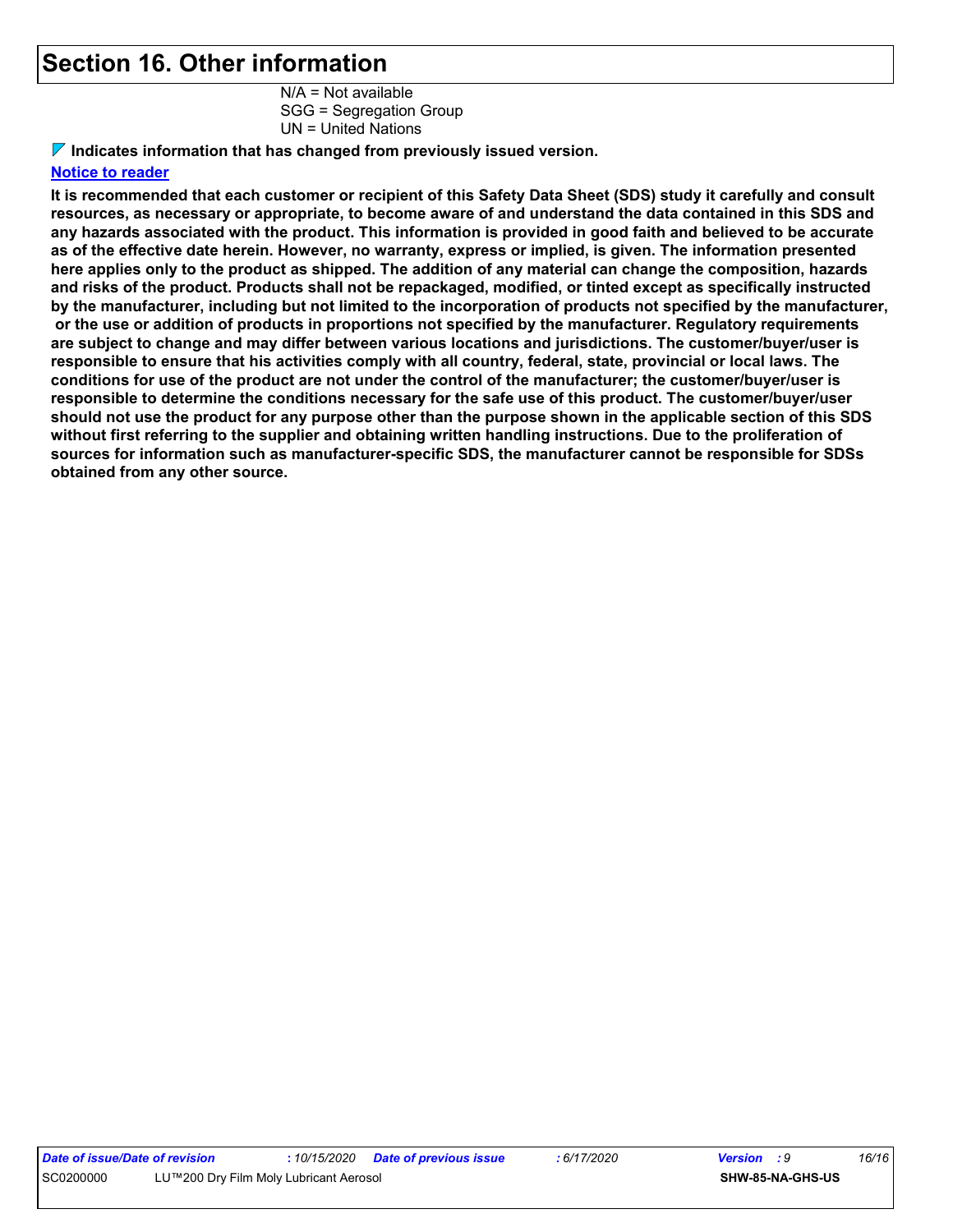# Section 16. Other information

N/A = Not available
SGG = Segregation Group
UN = United Nations

**Indicates information that has changed from previously issued version.**

**Notice to reader**

**It is recommended that each customer or recipient of this Safety Data Sheet (SDS) study it carefully and consult resources, as necessary or appropriate, to become aware of and understand the data contained in this SDS and any hazards associated with the product. This information is provided in good faith and believed to be accurate as of the effective date herein. However, no warranty, express or implied, is given. The information presented here applies only to the product as shipped. The addition of any material can change the composition, hazards and risks of the product. Products shall not be repackaged, modified, or tinted except as specifically instructed by the manufacturer, including but not limited to the incorporation of products not specified by the manufacturer, or the use or addition of products in proportions not specified by the manufacturer. Regulatory requirements are subject to change and may differ between various locations and jurisdictions. The customer/buyer/user is responsible to ensure that his activities comply with all country, federal, state, provincial or local laws. The conditions for use of the product are not under the control of the manufacturer; the customer/buyer/user is responsible to determine the conditions necessary for the safe use of this product. The customer/buyer/user should not use the product for any purpose other than the purpose shown in the applicable section of this SDS without first referring to the supplier and obtaining written handling instructions. Due to the proliferation of sources for information such as manufacturer-specific SDS, the manufacturer cannot be responsible for SDSs obtained from any other source.**